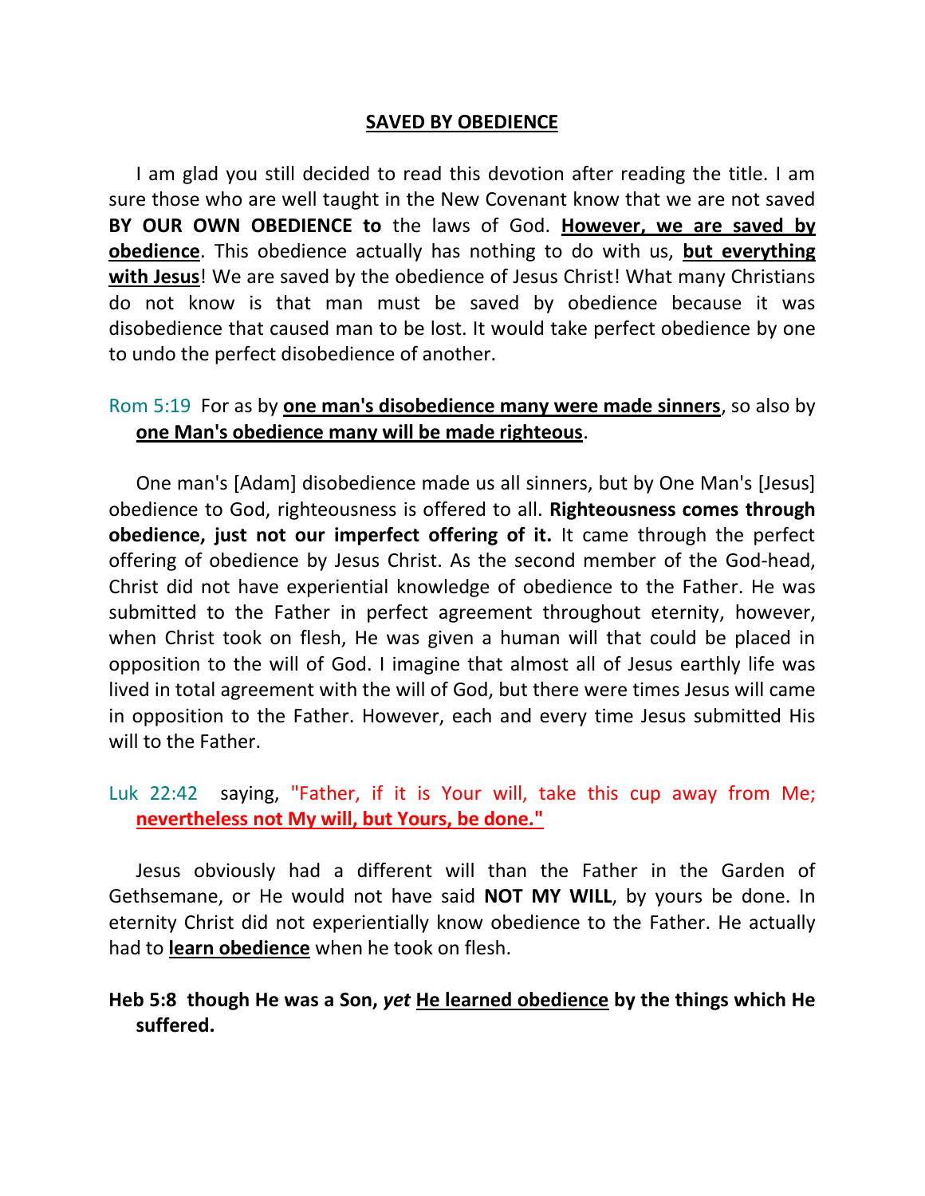# SAVED BY OBEDIENCE

I am glad you still decided to read this devotion after reading the title. I am sure those who are well taught in the New Covenant know that we are not saved **BY OUR OWN OBEDIENCE to** the laws of God. **However, we are saved by obedience**. This obedience actually has nothing to do with us, **but everything with Jesus**! We are saved by the obedience of Jesus Christ! What many Christians do not know is that man must be saved by obedience because it was disobedience that caused man to be lost. It would take perfect obedience by one to undo the perfect disobedience of another.

Rom 5:19 For as by **one man's disobedience many were made sinners**, so also by **one Man's obedience many will be made righteous**.

One man's [Adam] disobedience made us all sinners, but by One Man's [Jesus] obedience to God, righteousness is offered to all. **Righteousness comes through obedience, just not our imperfect offering of it.** It came through the perfect offering of obedience by Jesus Christ. As the second member of the God-head, Christ did not have experiential knowledge of obedience to the Father. He was submitted to the Father in perfect agreement throughout eternity, however, when Christ took on flesh, He was given a human will that could be placed in opposition to the will of God. I imagine that almost all of Jesus earthly life was lived in total agreement with the will of God, but there were times Jesus will came in opposition to the Father. However, each and every time Jesus submitted His will to the Father.

Luk 22:42 saying, "Father, if it is Your will, take this cup away from Me; **nevertheless not My will, but Yours, be done."**

Jesus obviously had a different will than the Father in the Garden of Gethsemane, or He would not have said **NOT MY WILL**, by yours be done. In eternity Christ did not experientially know obedience to the Father. He actually had to **learn obedience** when he took on flesh.

**Heb 5:8 though He was a Son, *yet* He learned obedience by the things which He suffered.**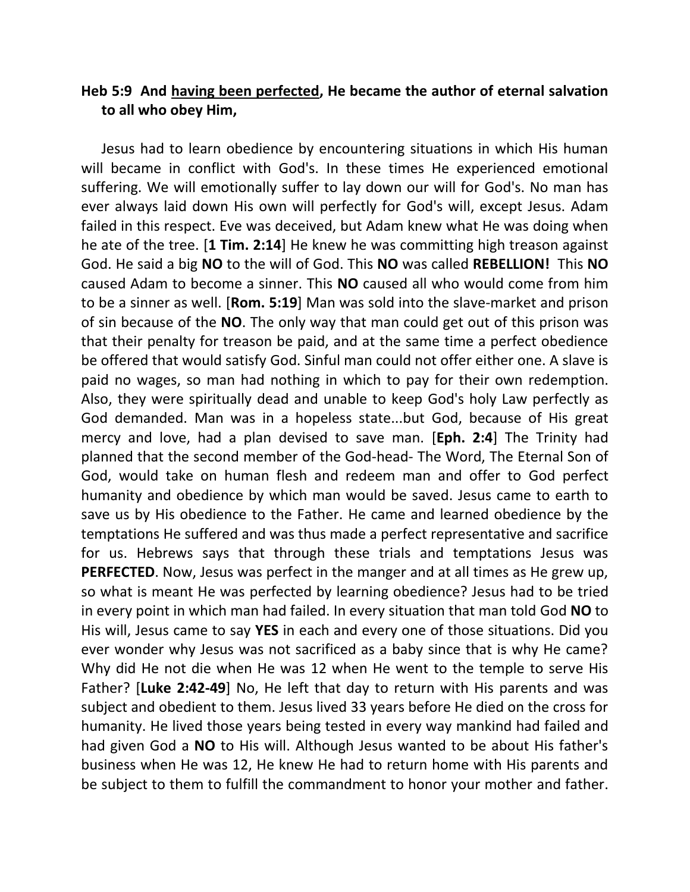**Heb 5:9 And <u>having been perfected</u>, He became the author of eternal salvation to all who obey Him,**

Jesus had to learn obedience by encountering situations in which His human will became in conflict with God's. In these times He experienced emotional suffering. We will emotionally suffer to lay down our will for God's. No man has ever always laid down His own will perfectly for God's will, except Jesus. Adam failed in this respect. Eve was deceived, but Adam knew what He was doing when he ate of the tree. [**1 Tim. 2:14**] He knew he was committing high treason against God. He said a big **NO** to the will of God. This **NO** was called **REBELLION!** This **NO** caused Adam to become a sinner. This **NO** caused all who would come from him to be a sinner as well. [**Rom. 5:19**] Man was sold into the slave-market and prison of sin because of the **NO**. The only way that man could get out of this prison was that their penalty for treason be paid, and at the same time a perfect obedience be offered that would satisfy God. Sinful man could not offer either one. A slave is paid no wages, so man had nothing in which to pay for their own redemption. Also, they were spiritually dead and unable to keep God's holy Law perfectly as God demanded. Man was in a hopeless state...but God, because of His great mercy and love, had a plan devised to save man. [**Eph. 2:4**] The Trinity had planned that the second member of the God-head- The Word, The Eternal Son of God, would take on human flesh and redeem man and offer to God perfect humanity and obedience by which man would be saved. Jesus came to earth to save us by His obedience to the Father. He came and learned obedience by the temptations He suffered and was thus made a perfect representative and sacrifice for us. Hebrews says that through these trials and temptations Jesus was **PERFECTED**. Now, Jesus was perfect in the manger and at all times as He grew up, so what is meant He was perfected by learning obedience? Jesus had to be tried in every point in which man had failed. In every situation that man told God **NO** to His will, Jesus came to say **YES** in each and every one of those situations. Did you ever wonder why Jesus was not sacrificed as a baby since that is why He came? Why did He not die when He was 12 when He went to the temple to serve His Father? [**Luke 2:42-49**] No, He left that day to return with His parents and was subject and obedient to them. Jesus lived 33 years before He died on the cross for humanity. He lived those years being tested in every way mankind had failed and had given God a **NO** to His will. Although Jesus wanted to be about His father's business when He was 12, He knew He had to return home with His parents and be subject to them to fulfill the commandment to honor your mother and father.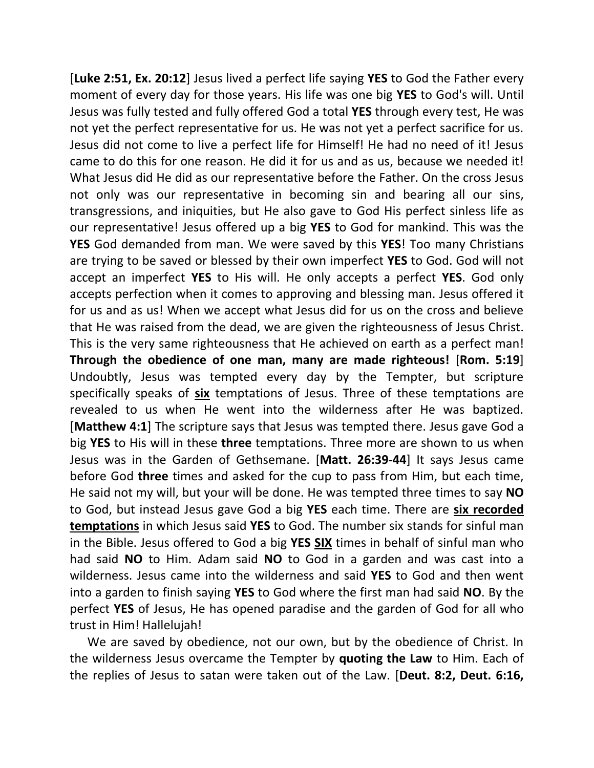[**Luke 2:51, Ex. 20:12**] Jesus lived a perfect life saying **YES** to God the Father every moment of every day for those years. His life was one big **YES** to God's will. Until Jesus was fully tested and fully offered God a total **YES** through every test, He was not yet the perfect representative for us. He was not yet a perfect sacrifice for us. Jesus did not come to live a perfect life for Himself! He had no need of it! Jesus came to do this for one reason. He did it for us and as us, because we needed it! What Jesus did He did as our representative before the Father. On the cross Jesus not only was our representative in becoming sin and bearing all our sins, transgressions, and iniquities, but He also gave to God His perfect sinless life as our representative! Jesus offered up a big **YES** to God for mankind. This was the **YES** God demanded from man. We were saved by this **YES**! Too many Christians are trying to be saved or blessed by their own imperfect **YES** to God. God will not accept an imperfect **YES** to His will. He only accepts a perfect **YES**. God only accepts perfection when it comes to approving and blessing man. Jesus offered it for us and as us! When we accept what Jesus did for us on the cross and believe that He was raised from the dead, we are given the righteousness of Jesus Christ. This is the very same righteousness that He achieved on earth as a perfect man! **Through the obedience of one man, many are made righteous!** [**Rom. 5:19**] Undoubtly, Jesus was tempted every day by the Tempter, but scripture specifically speaks of <u>**six**</u> temptations of Jesus. Three of these temptations are revealed to us when He went into the wilderness after He was baptized. [**Matthew 4:1**] The scripture says that Jesus was tempted there. Jesus gave God a big **YES** to His will in these **three** temptations. Three more are shown to us when Jesus was in the Garden of Gethsemane. [**Matt. 26:39-44**] It says Jesus came before God **three** times and asked for the cup to pass from Him, but each time, He said not my will, but your will be done. He was tempted three times to say **NO** to God, but instead Jesus gave God a big **YES** each time. There are <u>**six recorded temptations**</u> in which Jesus said **YES** to God. The number six stands for sinful man in the Bible. Jesus offered to God a big **YES** <u>**SIX**</u> times in behalf of sinful man who had said **NO** to Him. Adam said **NO** to God in a garden and was cast into a wilderness. Jesus came into the wilderness and said **YES** to God and then went into a garden to finish saying **YES** to God where the first man had said **NO**. By the perfect **YES** of Jesus, He has opened paradise and the garden of God for all who trust in Him! Hallelujah!

We are saved by obedience, not our own, but by the obedience of Christ. In the wilderness Jesus overcame the Tempter by **quoting the Law** to Him. Each of the replies of Jesus to satan were taken out of the Law. [**Deut. 8:2, Deut. 6:16,**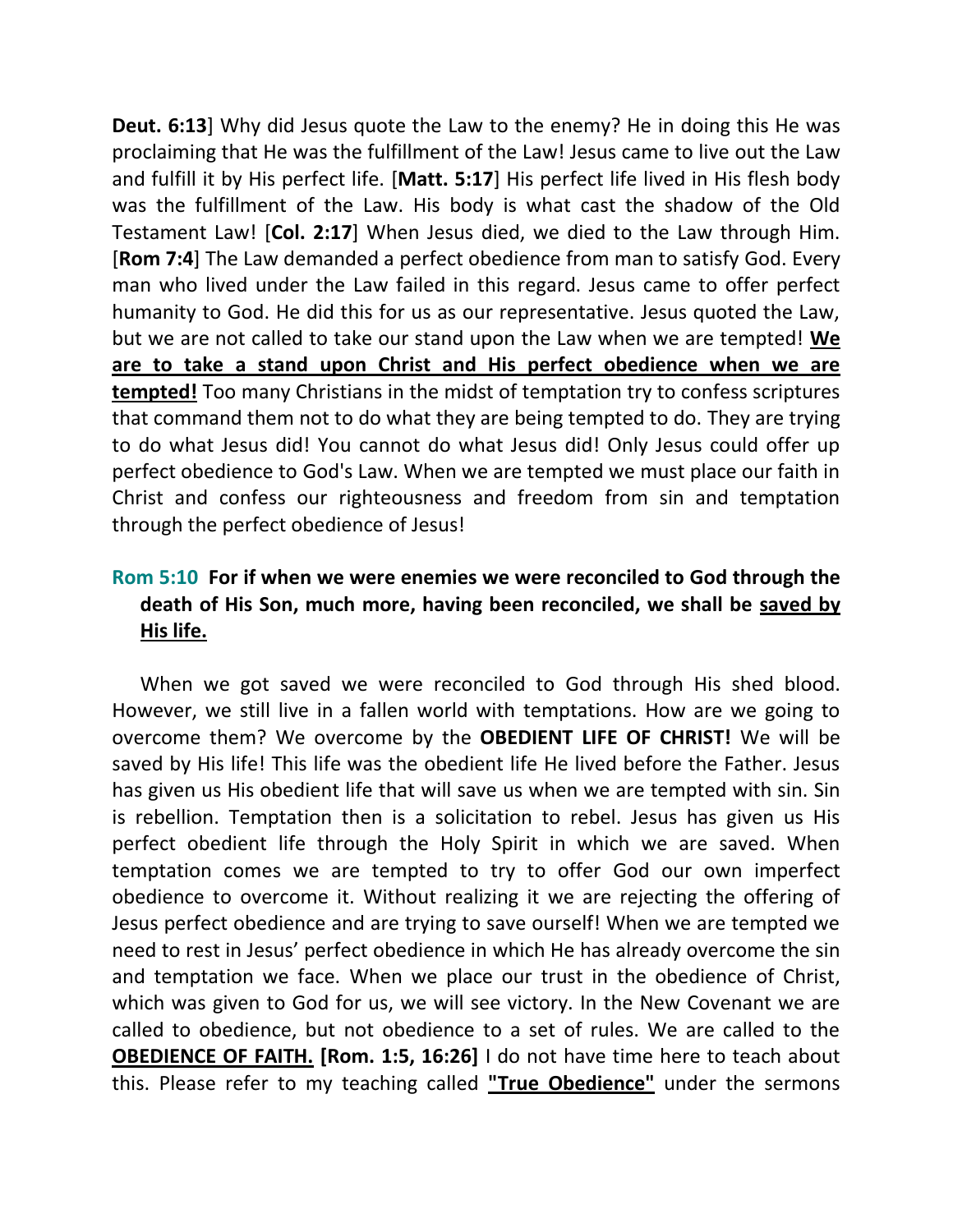**Deut. 6:13**] Why did Jesus quote the Law to the enemy? He in doing this He was proclaiming that He was the fulfillment of the Law! Jesus came to live out the Law and fulfill it by His perfect life. [**Matt. 5:17**] His perfect life lived in His flesh body was the fulfillment of the Law. His body is what cast the shadow of the Old Testament Law! [**Col. 2:17**] When Jesus died, we died to the Law through Him. [**Rom 7:4**] The Law demanded a perfect obedience from man to satisfy God. Every man who lived under the Law failed in this regard. Jesus came to offer perfect humanity to God. He did this for us as our representative. Jesus quoted the Law, but we are not called to take our stand upon the Law when we are tempted! <u>**We are to take a stand upon Christ and His perfect obedience when we are tempted!**</u> Too many Christians in the midst of temptation try to confess scriptures that command them not to do what they are being tempted to do. They are trying to do what Jesus did! You cannot do what Jesus did! Only Jesus could offer up perfect obedience to God's Law. When we are tempted we must place our faith in Christ and confess our righteousness and freedom from sin and temptation through the perfect obedience of Jesus!

**Rom 5:10 For if when we were enemies we were reconciled to God through the death of His Son, much more, having been reconciled, we shall be <u>saved by His life.</u>**

When we got saved we were reconciled to God through His shed blood. However, we still live in a fallen world with temptations. How are we going to overcome them? We overcome by the **OBEDIENT LIFE OF CHRIST!** We will be saved by His life! This life was the obedient life He lived before the Father. Jesus has given us His obedient life that will save us when we are tempted with sin. Sin is rebellion. Temptation then is a solicitation to rebel. Jesus has given us His perfect obedient life through the Holy Spirit in which we are saved. When temptation comes we are tempted to try to offer God our own imperfect obedience to overcome it. Without realizing it we are rejecting the offering of Jesus perfect obedience and are trying to save ourself! When we are tempted we need to rest in Jesus' perfect obedience in which He has already overcome the sin and temptation we face. When we place our trust in the obedience of Christ, which was given to God for us, we will see victory. In the New Covenant we are called to obedience, but not obedience to a set of rules. We are called to the <u>**OBEDIENCE OF FAITH.**</u> **[Rom. 1:5, 16:26]** I do not have time here to teach about this. Please refer to my teaching called <u>**"True Obedience"**</u> under the sermons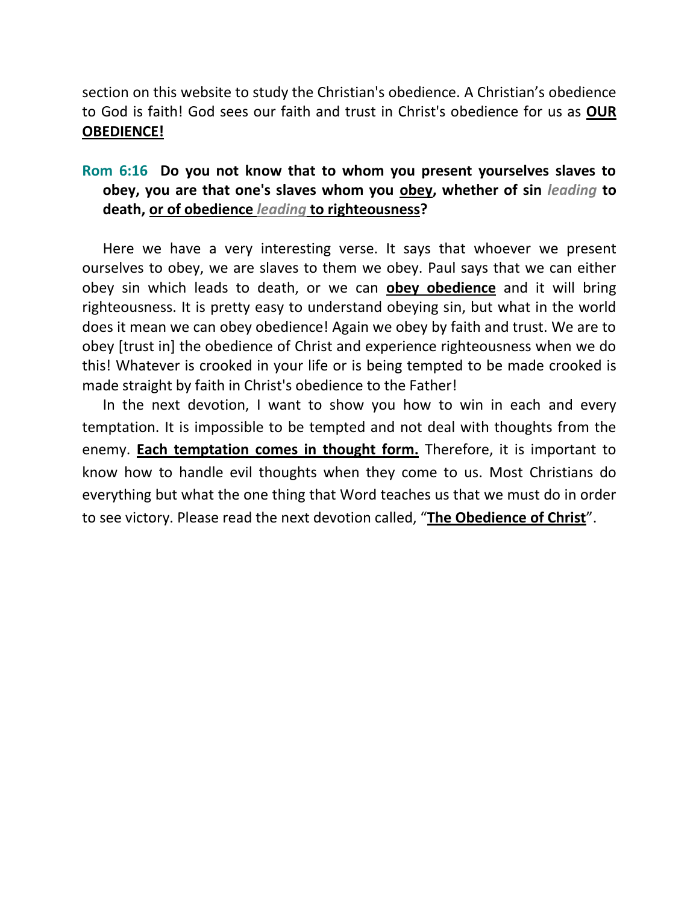section on this website to study the Christian's obedience. A Christian's obedience to God is faith! God sees our faith and trust in Christ's obedience for us as **OUR OBEDIENCE!**

**Rom 6:16 Do you not know that to whom you present yourselves slaves to obey, you are that one's slaves whom you obey, whether of sin *leading* to death, or of obedience *leading* to righteousness?**

Here we have a very interesting verse. It says that whoever we present ourselves to obey, we are slaves to them we obey. Paul says that we can either obey sin which leads to death, or we can **obey obedience** and it will bring righteousness. It is pretty easy to understand obeying sin, but what in the world does it mean we can obey obedience! Again we obey by faith and trust. We are to obey [trust in] the obedience of Christ and experience righteousness when we do this! Whatever is crooked in your life or is being tempted to be made crooked is made straight by faith in Christ's obedience to the Father!

In the next devotion, I want to show you how to win in each and every temptation. It is impossible to be tempted and not deal with thoughts from the enemy. **Each temptation comes in thought form.** Therefore, it is important to know how to handle evil thoughts when they come to us. Most Christians do everything but what the one thing that Word teaches us that we must do in order to see victory. Please read the next devotion called, "**The Obedience of Christ**".